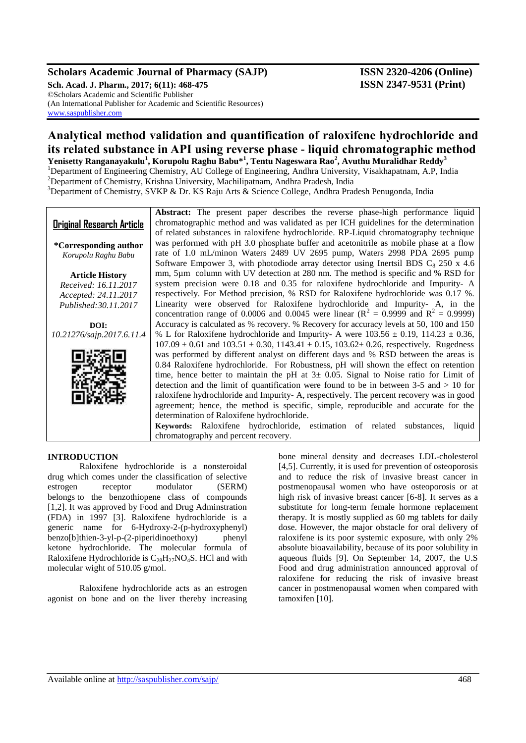# Analytical method validation and quantification of raloxifene hydrochloride and its related substance in API using reverse phase - liquid chromatographic method

**Yenisetty Ranganayakulu[1], Korupolu Raghu Babu*[1], Tentu Nageswara Rao[2], Avuthu Muralidhar Reddy[3]**

[1]Department of Engineering Chemistry, AU College of Engineering, Andhra University, Visakhapatnam, A.P, India
[2]Department of Chemistry, Krishna University, Machilipatnam, Andhra Pradesh, India
[3]Department of Chemistry, SVKP & Dr. KS Raju Arts & Science College, Andhra Pradesh Penugonda, India

**Original Research Article**

**\*Corresponding author**
*Korupolu Raghu Babu*

**Article History**
*Received: 16.11.2017*
*Accepted: 24.11.2017*
*Published:30.11.2017*

**DOI:**
10.21276/sajp.2017.6.11.4

**Abstract:** The present paper describes the reverse phase-high performance liquid chromatographic method and was validated as per ICH guidelines for the determination of related substances in raloxifene hydrochloride. RP-Liquid chromatography technique was performed with pH 3.0 phosphate buffer and acetonitrile as mobile phase at a flow rate of 1.0 mL/minon Waters 2489 UV 2695 pump, Waters 2998 PDA 2695 pump Software Empower 3, with photodiode array detector using Inertsil BDS $C_8$ 250 x 4.6 mm, 5µm column with UV detection at 280 nm. The method is specific and % RSD for system precision were 0.18 and 0.35 for raloxifene hydrochloride and Impurity- A respectively. For Method precision, % RSD for Raloxifene hydrochloride was 0.17 %. Linearity were observed for Raloxifene hydrochloride and Impurity- A, in the concentration range of 0.0006 and 0.0045 were linear ($R^2$ = 0.9999 and $R^2$ = 0.9999) Accuracy is calculated as % recovery. % Recovery for accuracy levels at 50, 100 and 150 % L for Raloxifene hydrochloride and Impurity- A were 103.56 ± 0.19, 114.23 ± 0.36, 107.09 ± 0.61 and 103.51 ± 0.30, 1143.41 ± 0.15, 103.62± 0.26, respectively. Rugedness was performed by different analyst on different days and % RSD between the areas is 0.84 Raloxifene hydrochloride. For Robustness, pH will shown the effect on retention time, hence better to maintain the pH at 3± 0.05. Signal to Noise ratio for Limit of detection and the limit of quantification were found to be in between 3-5 and > 10 for raloxifene hydrochloride and Impurity- A, respectively. The percent recovery was in good agreement; hence, the method is specific, simple, reproducible and accurate for the determination of Raloxifene hydrochloride.

**Keywords:** Raloxifene hydrochloride, estimation of related substances, liquid chromatography and percent recovery.

## INTRODUCTION

Raloxifene hydrochloride is a nonsteroidal drug which comes under the classification of selective estrogen receptor modulator (SERM) belongs to the benzothiopene class of compounds [1,2]. It was approved by Food and Drug Adminstration (FDA) in 1997 [3]. Raloxifene hydrochloride is a generic name for 6-Hydroxy-2-(p-hydroxyphenyl) benzo[b]thien-3-yl-p-(2-piperidinoethoxy) phenyl ketone hydrochloride. The molecular formula of Raloxifene Hydrochloride is $C_{28}H_{27}NO_4S$. HCl and with molecular wight of 510.05 g/mol.

Raloxifene hydrochloride acts as an estrogen agonist on bone and on the liver thereby increasing bone mineral density and decreases LDL-cholesterol [4,5]. Currently, it is used for prevention of osteoporosis and to reduce the risk of invasive breast cancer in postmenopausal women who have osteoporosis or at high risk of invasive breast cancer [6-8]. It serves as a substitute for long-term female hormone replacement therapy. It is mostly supplied as 60 mg tablets for daily dose. However, the major obstacle for oral delivery of raloxifene is its poor systemic exposure, with only 2% absolute bioavailability, because of its poor solubility in aqueous fluids [9]. On September 14, 2007, the U.S Food and drug administration announced approval of raloxifene for reducing the risk of invasive breast cancer in postmenopausal women when compared with tamoxifen [10].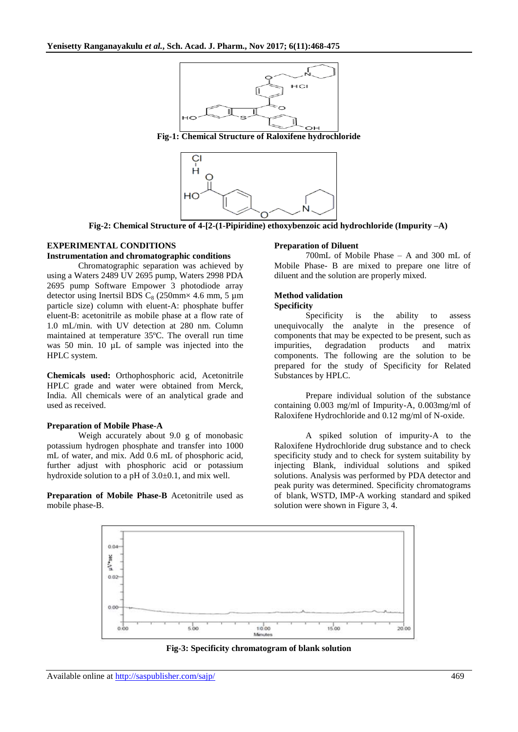Fig-1: Chemical Structure of Raloxifene hydrochloride

Fig-2: Chemical Structure of 4-[2-(1-Pipiridine) ethoxybenzoic acid hydrochloride (Impurity –A)

### EXPERIMENTAL CONDITIONS

**Instrumentation and chromatographic conditions**

Chromatographic separation was achieved by using a Waters 2489 UV 2695 pump, Waters 2998 PDA 2695 pump Software Empower 3 photodiode array detector using Inertsil BDS $C_8$ (250mm× 4.6 mm, 5 µm particle size) column with eluent-A: phosphate buffer eluent-B: acetonitrile as mobile phase at a flow rate of 1.0 mL/min. with UV detection at 280 nm. Column maintained at temperature 35ºC. The overall run time was 50 min. 10 µL of sample was injected into the HPLC system.

**Chemicals used:** Orthophosphoric acid, Acetonitrile HPLC grade and water were obtained from Merck, India. All chemicals were of an analytical grade and used as received.

**Preparation of Mobile Phase-A**

Weigh accurately about 9.0 g of monobasic potassium hydrogen phosphate and transfer into 1000 mL of water, and mix. Add 0.6 mL of phosphoric acid, further adjust with phosphoric acid or potassium hydroxide solution to a pH of 3.0±0.1, and mix well.

**Preparation of Mobile Phase-B** Acetonitrile used as mobile phase-B.

**Preparation of Diluent**

700mL of Mobile Phase – A and 300 mL of Mobile Phase- B are mixed to prepare one litre of diluent and the solution are properly mixed.

**Method validation**

**Specificity**

Specificity is the ability to assess unequivocally the analyte in the presence of components that may be expected to be present, such as impurities, degradation products and matrix components. The following are the solution to be prepared for the study of Specificity for Related Substances by HPLC.

Prepare individual solution of the substance containing 0.003 mg/ml of Impurity-A, 0.003mg/ml of Raloxifene Hydrochloride and 0.12 mg/ml of N-oxide.

A spiked solution of impurity-A to the Raloxifene Hydrochloride drug substance and to check specificity study and to check for system suitability by injecting Blank, individual solutions and spiked solutions. Analysis was performed by PDA detector and peak purity was determined. Specificity chromatograms of blank, WSTD, IMP-A working standard and spiked solution were shown in Figure 3, 4.

Fig-3: Specificity chromatogram of blank solution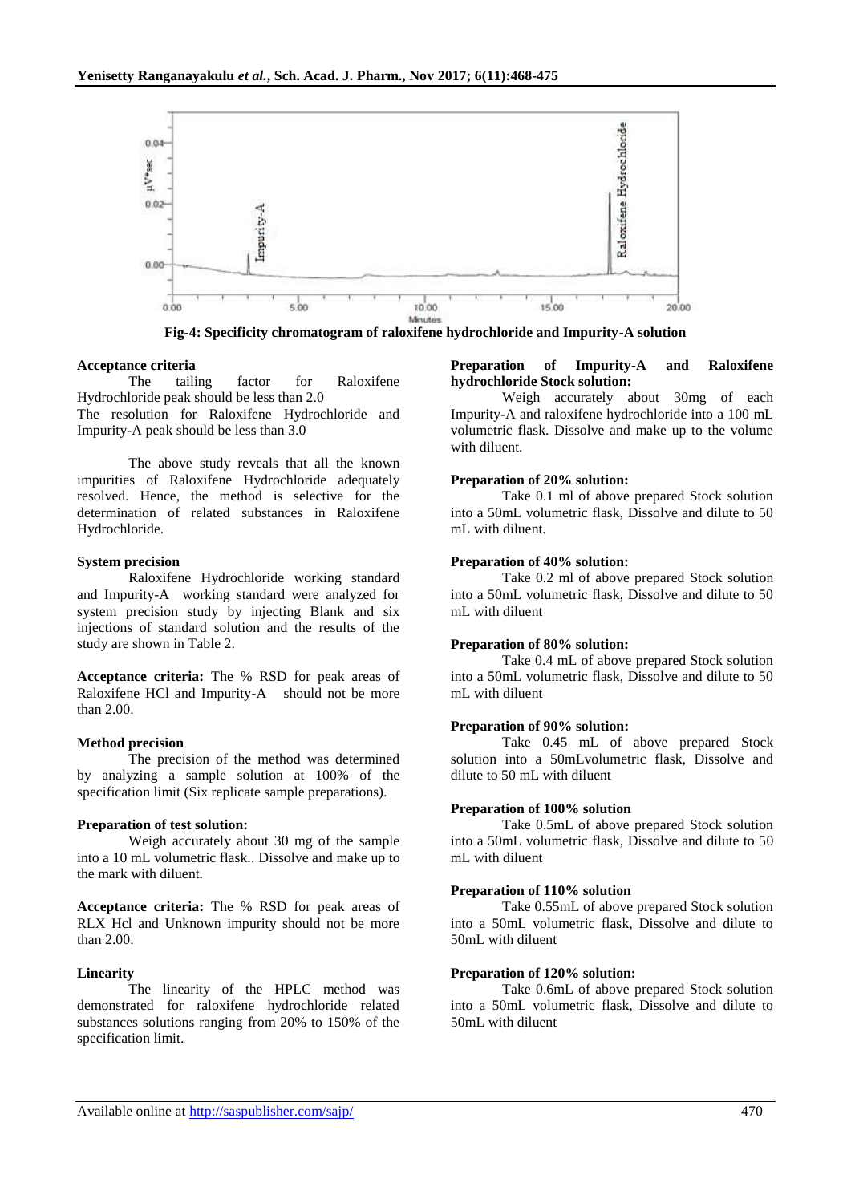**Fig-4: Specificity chromatogram of raloxifene hydrochloride and Impurity-A solution**

**Acceptance criteria**

The tailing factor for Raloxifene Hydrochloride peak should be less than 2.0
The resolution for Raloxifene Hydrochloride and Impurity-A peak should be less than 3.0

The above study reveals that all the known impurities of Raloxifene Hydrochloride adequately resolved. Hence, the method is selective for the determination of related substances in Raloxifene Hydrochloride.

**System precision**

Raloxifene Hydrochloride working standard and Impurity-A working standard were analyzed for system precision study by injecting Blank and six injections of standard solution and the results of the study are shown in Table 2.

**Acceptance criteria:** The % RSD for peak areas of Raloxifene HCl and Impurity-A should not be more than 2.00.

**Method precision**

The precision of the method was determined by analyzing a sample solution at 100% of the specification limit (Six replicate sample preparations).

**Preparation of test solution:**

Weigh accurately about 30 mg of the sample into a 10 mL volumetric flask.. Dissolve and make up to the mark with diluent.

**Acceptance criteria:** The % RSD for peak areas of RLX Hcl and Unknown impurity should not be more than 2.00.

**Linearity**

The linearity of the HPLC method was demonstrated for raloxifene hydrochloride related substances solutions ranging from 20% to 150% of the specification limit.

**Preparation of Impurity-A and Raloxifene hydrochloride Stock solution:**

Weigh accurately about 30mg of each Impurity-A and raloxifene hydrochloride into a 100 mL volumetric flask. Dissolve and make up to the volume with diluent.

**Preparation of 20% solution:**

Take 0.1 ml of above prepared Stock solution into a 50mL volumetric flask, Dissolve and dilute to 50 mL with diluent.

**Preparation of 40% solution:**

Take 0.2 ml of above prepared Stock solution into a 50mL volumetric flask, Dissolve and dilute to 50 mL with diluent

**Preparation of 80% solution:**

Take 0.4 mL of above prepared Stock solution into a 50mL volumetric flask, Dissolve and dilute to 50 mL with diluent

**Preparation of 90% solution:**

Take 0.45 mL of above prepared Stock solution into a 50mLvolumetric flask, Dissolve and dilute to 50 mL with diluent

**Preparation of 100% solution**

Take 0.5mL of above prepared Stock solution into a 50mL volumetric flask, Dissolve and dilute to 50 mL with diluent

**Preparation of 110% solution**

Take 0.55mL of above prepared Stock solution into a 50mL volumetric flask, Dissolve and dilute to 50mL with diluent

**Preparation of 120% solution:**

Take 0.6mL of above prepared Stock solution into a 50mL volumetric flask, Dissolve and dilute to 50mL with diluent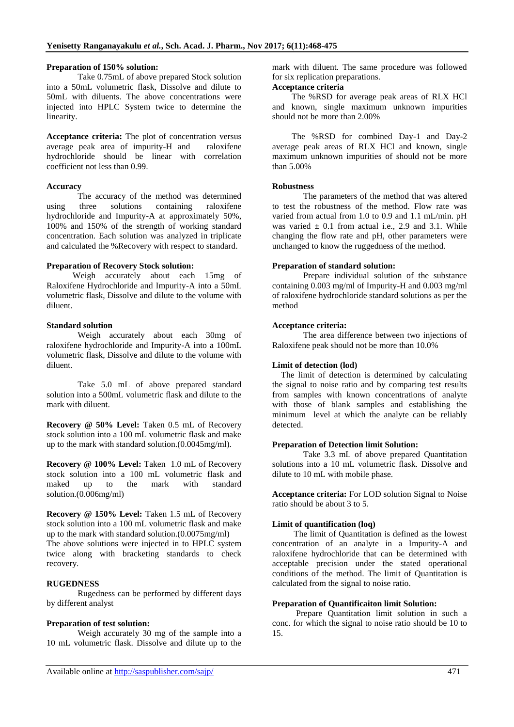**Preparation of 150% solution:**

Take 0.75mL of above prepared Stock solution into a 50mL volumetric flask, Dissolve and dilute to 50mL with diluents. The above concentrations were injected into HPLC System twice to determine the linearity.

**Acceptance criteria:** The plot of concentration versus average peak area of impurity-H and raloxifene hydrochloride should be linear with correlation coefficient not less than 0.99.

**Accuracy**

The accuracy of the method was determined using three solutions containing raloxifene hydrochloride and Impurity-A at approximately 50%, 100% and 150% of the strength of working standard concentration. Each solution was analyzed in triplicate and calculated the %Recovery with respect to standard.

**Preparation of Recovery Stock solution:**

Weigh accurately about each 15mg of Raloxifene Hydrochloride and Impurity-A into a 50mL volumetric flask, Dissolve and dilute to the volume with diluent.

**Standard solution**

Weigh accurately about each 30mg of raloxifene hydrochloride and Impurity-A into a 100mL volumetric flask, Dissolve and dilute to the volume with diluent.

Take 5.0 mL of above prepared standard solution into a 500mL volumetric flask and dilute to the mark with diluent.

**Recovery @ 50% Level:** Taken 0.5 mL of Recovery stock solution into a 100 mL volumetric flask and make up to the mark with standard solution.(0.0045mg/ml).

**Recovery @ 100% Level:** Taken 1.0 mL of Recovery stock solution into a 100 mL volumetric flask and maked up to the mark with standard solution.(0.006mg/ml)

**Recovery @ 150% Level:** Taken 1.5 mL of Recovery stock solution into a 100 mL volumetric flask and make up to the mark with standard solution.(0.0075mg/ml)

The above solutions were injected in to HPLC system twice along with bracketing standards to check recovery.

**RUGEDNESS**

Rugedness can be performed by different days by different analyst

**Preparation of test solution:**

Weigh accurately 30 mg of the sample into a 10 mL volumetric flask. Dissolve and dilute up to the mark with diluent. The same procedure was followed for six replication preparations.

**Acceptance criteria**

The %RSD for average peak areas of RLX HCl and known, single maximum unknown impurities should not be more than 2.00%

The %RSD for combined Day-1 and Day-2 average peak areas of RLX HCl and known, single maximum unknown impurities of should not be more than 5.00%

**Robustness**

The parameters of the method that was altered to test the robustness of the method. Flow rate was varied from actual from 1.0 to 0.9 and 1.1 mL/min. pH was varied ± 0.1 from actual i.e., 2.9 and 3.1. While changing the flow rate and pH, other parameters were unchanged to know the ruggedness of the method.

**Preparation of standard solution:**

Prepare individual solution of the substance containing 0.003 mg/ml of Impurity-H and 0.003 mg/ml of raloxifene hydrochloride standard solutions as per the method

**Acceptance criteria:**

The area difference between two injections of Raloxifene peak should not be more than 10.0%

**Limit of detection (lod)**

The limit of detection is determined by calculating the signal to noise ratio and by comparing test results from samples with known concentrations of analyte with those of blank samples and establishing the minimum level at which the analyte can be reliably detected.

**Preparation of Detection limit Solution:**

Take 3.3 mL of above prepared Quantitation solutions into a 10 mL volumetric flask. Dissolve and dilute to 10 mL with mobile phase.

**Acceptance criteria:** For LOD solution Signal to Noise ratio should be about 3 to 5.

**Limit of quantification (loq)**

The limit of Quantitation is defined as the lowest concentration of an analyte in a Impurity-A and raloxifene hydrochloride that can be determined with acceptable precision under the stated operational conditions of the method. The limit of Quantitation is calculated from the signal to noise ratio.

**Preparation of Quantificaiton limit Solution:**

Prepare Quantitation limit solution in such a conc. for which the signal to noise ratio should be 10 to 15.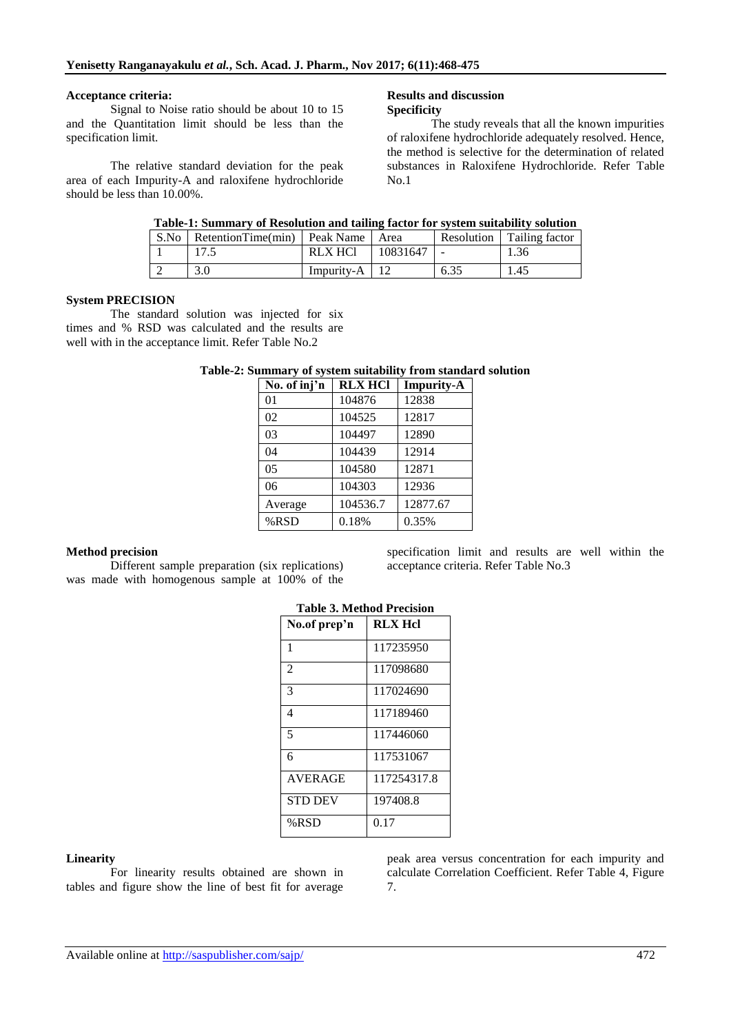**Acceptance criteria:**

Signal to Noise ratio should be about 10 to 15 and the Quantitation limit should be less than the specification limit.

The relative standard deviation for the peak area of each Impurity-A and raloxifene hydrochloride should be less than 10.00%.

## Results and discussion

### Specificity

The study reveals that all the known impurities of raloxifene hydrochloride adequately resolved. Hence, the method is selective for the determination of related substances in Raloxifene Hydrochloride. Refer Table No.1

**Table-1: Summary of Resolution and tailing factor for system suitability solution**

| S.No | RetentionTime(min) | Peak Name | Area | Resolution | Tailing factor |
|---|---|---|---|---|---|
| 1 | 17.5 | RLX HCl | 10831647 | - | 1.36 |
| 2 | 3.0 | Impurity-A | 12 | 6.35 | 1.45 |

### System PRECISION

The standard solution was injected for six times and % RSD was calculated and the results are well with in the acceptance limit. Refer Table No.2

**Table-2: Summary of system suitability from standard solution**

| No. of inj'n | RLX HCl | Impurity-A |
|---|---|---|
| 01 | 104876 | 12838 |
| 02 | 104525 | 12817 |
| 03 | 104497 | 12890 |
| 04 | 104439 | 12914 |
| 05 | 104580 | 12871 |
| 06 | 104303 | 12936 |
| Average | 104536.7 | 12877.67 |
| %RSD | 0.18% | 0.35% |

### Method precision

Different sample preparation (six replications) was made with homogenous sample at 100% of the specification limit and results are well within the acceptance criteria. Refer Table No.3

**Table 3. Method Precision**

| No.of prep'n | RLX Hcl |
|---|---|
| 1 | 117235950 |
| 2 | 117098680 |
| 3 | 117024690 |
| 4 | 117189460 |
| 5 | 117446060 |
| 6 | 117531067 |
| AVERAGE | 117254317.8 |
| STD DEV | 197408.8 |
| %RSD | 0.17 |

### Linearity

For linearity results obtained are shown in tables and figure show the line of best fit for average peak area versus concentration for each impurity and calculate Correlation Coefficient. Refer Table 4, Figure 7.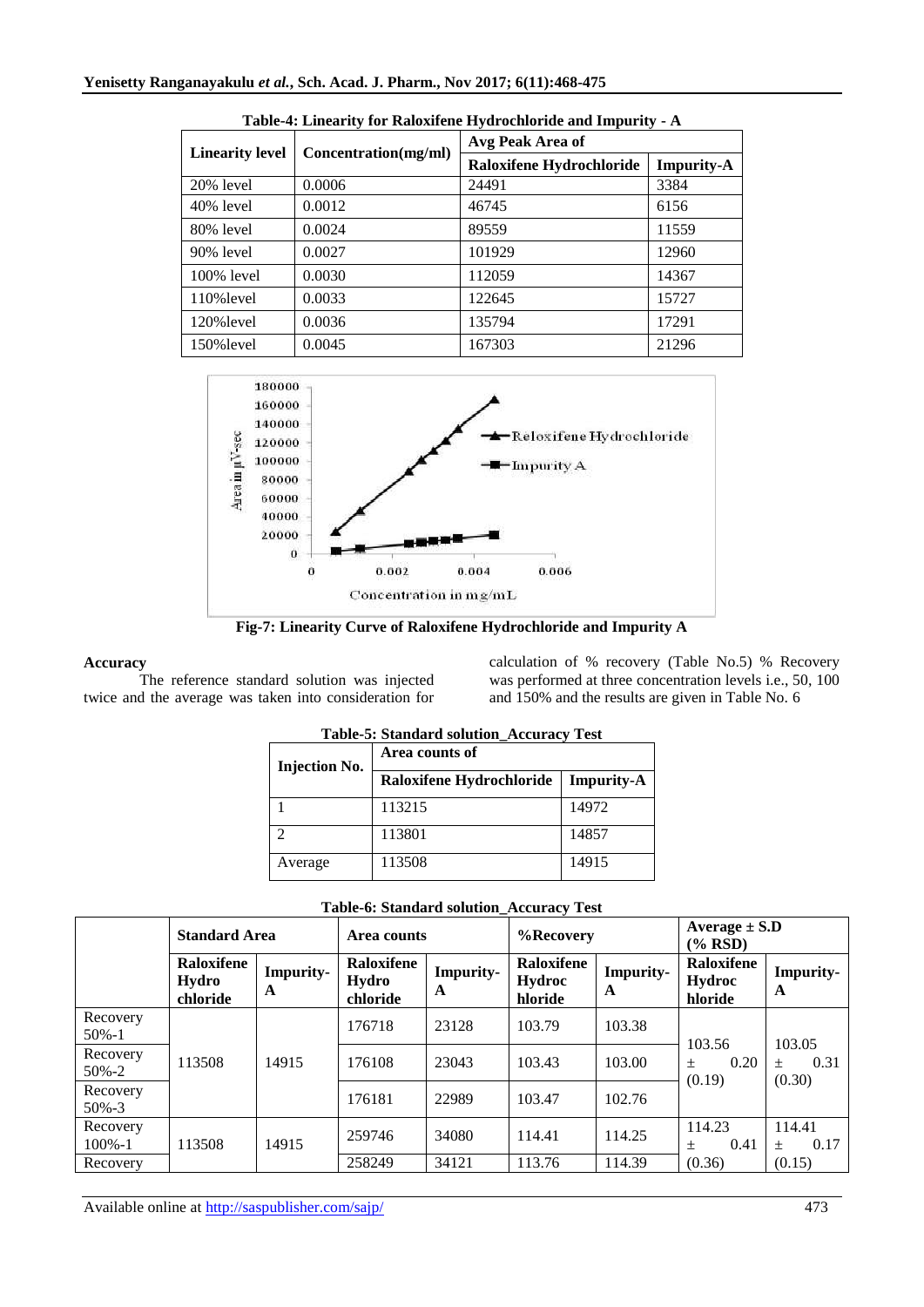**Table-4: Linearity for Raloxifene Hydrochloride and Impurity - A**

| Linearity level | Concentration(mg/ml) | Avg Peak Area of | |
|---|---|---|---|
| | | Raloxifene Hydrochloride | Impurity-A |
| 20% level | 0.0006 | 24491 | 3384 |
| 40% level | 0.0012 | 46745 | 6156 |
| 80% level | 0.0024 | 89559 | 11559 |
| 90% level | 0.0027 | 101929 | 12960 |
| 100% level | 0.0030 | 112059 | 14367 |
| 110%level | 0.0033 | 122645 | 15727 |
| 120%level | 0.0036 | 135794 | 17291 |
| 150%level | 0.0045 | 167303 | 21296 |

**Fig-7: Linearity Curve of Raloxifene Hydrochloride and Impurity A**

### Accuracy

The reference standard solution was injected twice and the average was taken into consideration for calculation of % recovery (Table No.5) % Recovery was performed at three concentration levels i.e., 50, 100 and 150% and the results are given in Table No. 6

**Table-5: Standard solution_Accuracy Test**

| Injection No. | Area counts of | |
|---|---|---|
| | Raloxifene Hydrochloride | Impurity-A |
| 1 | 113215 | 14972 |
| 2 | 113801 | 14857 |
| Average | 113508 | 14915 |

**Table-6: Standard solution_Accuracy Test**

| | Standard Area | | Area counts | | %Recovery | | Average ± S.D (% RSD) | |
|---|---|---|---|---|---|---|---|---|
| | Raloxifene Hydro chloride | Impurity-A | Raloxifene Hydro chloride | Impurity-A | Raloxifene Hydroc hloride | Impurity-A | Raloxifene Hydroc hloride | Impurity-A |
| Recovery 50%-1 | 113508 | 14915 | 176718 | 23128 | 103.79 | 103.38 | 103.56 ± 0.20 (0.19) | 103.05 ± 0.31 (0.30) |
| Recovery 50%-2 | | | 176108 | 23043 | 103.43 | 103.00 | | |
| Recovery 50%-3 | | | 176181 | 22989 | 103.47 | 102.76 | | |
| Recovery 100%-1 | 113508 | 14915 | 259746 | 34080 | 114.41 | 114.25 | 114.23 ± 0.41 (0.36) | 114.41 ± 0.17 (0.15) |
| Recovery | | | 258249 | 34121 | 113.76 | 114.39 | | |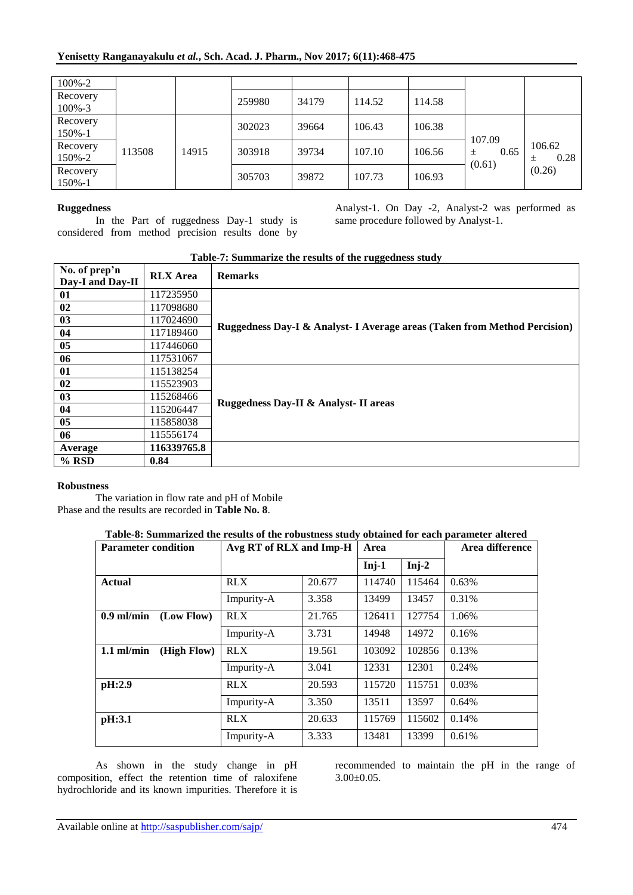| 100%-2 | | | | | | | | |
|---|---|---|---|---|---|---|---|---|
| Recovery 100%-3 | | | 259980 | 34179 | 114.52 | 114.58 | | |
| Recovery 150%-1 | 113508 | 14915 | 302023 | 39664 | 106.43 | 106.38 | 107.09 ± 0.65 (0.61) | 106.62 ± 0.28 (0.26) |
| Recovery 150%-2 | | | 303918 | 39734 | 107.10 | 106.56 | | |
| Recovery 150%-1 | | | 305703 | 39872 | 107.73 | 106.93 | | |

### Ruggedness

In the Part of ruggedness Day-1 study is considered from method precision results done by Analyst-1. On Day -2, Analyst-2 was performed as same procedure followed by Analyst-1.

**Table-7: Summarize the results of the ruggedness study**

| No. of prep'n Day-I and Day-II | RLX Area | Remarks |
|---|---|---|
| **01** | 117235950 | **Ruggedness Day-I & Analyst- I Average areas (Taken from Method Percision)** |
| **02** | 117098680 | |
| **03** | 117024690 | |
| **04** | 117189460 | |
| **05** | 117446060 | |
| **06** | 117531067 | |
| **01** | 115138254 | **Ruggedness Day-II & Analyst- II areas** |
| **02** | 115523903 | |
| **03** | 115268466 | |
| **04** | 115206447 | |
| **05** | 115858038 | |
| **06** | 115556174 | |
| **Average** | **116339765.8** | |
| **% RSD** | **0.84** | |

### Robustness

The variation in flow rate and pH of Mobile Phase and the results are recorded in **Table No. 8**.

**Table-8: Summarized the results of the robustness study obtained for each parameter altered**

| Parameter condition | Avg RT of RLX and Imp-H | | Area | | Area difference |
|---|---|---|---|---|---|
| | | | Inj-1 | Inj-2 | |
| **Actual** | RLX | 20.677 | 114740 | 115464 | 0.63% |
| | Impurity-A | 3.358 | 13499 | 13457 | 0.31% |
| **0.9 ml/min (Low Flow)** | RLX | 21.765 | 126411 | 127754 | 1.06% |
| | Impurity-A | 3.731 | 14948 | 14972 | 0.16% |
| **1.1 ml/min (High Flow)** | RLX | 19.561 | 103092 | 102856 | 0.13% |
| | Impurity-A | 3.041 | 12331 | 12301 | 0.24% |
| **pH:2.9** | RLX | 20.593 | 115720 | 115751 | 0.03% |
| | Impurity-A | 3.350 | 13511 | 13597 | 0.64% |
| **pH:3.1** | RLX | 20.633 | 115769 | 115602 | 0.14% |
| | Impurity-A | 3.333 | 13481 | 13399 | 0.61% |

As shown in the study change in pH composition, effect the retention time of raloxifene hydrochloride and its known impurities. Therefore it is recommended to maintain the pH in the range of 3.00±0.05.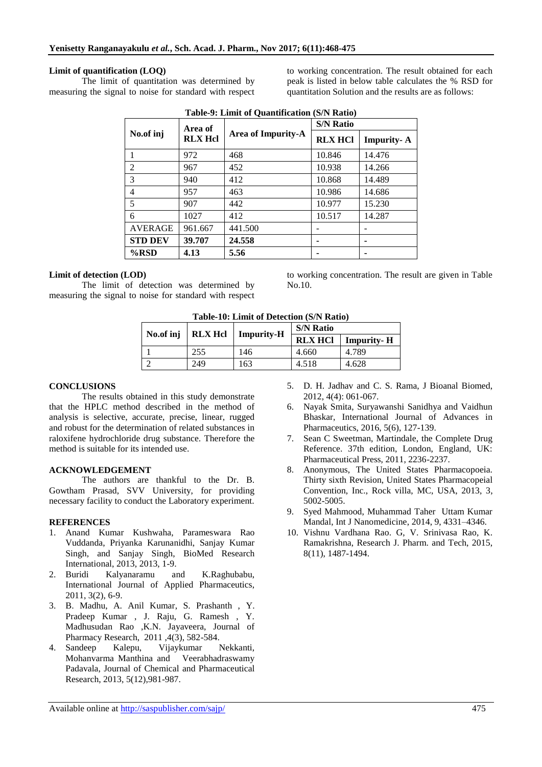#### Limit of quantification (LOQ)

The limit of quantitation was determined by measuring the signal to noise for standard with respect to working concentration. The result obtained for each peak is listed in below table calculates the % RSD for quantitation Solution and the results are as follows:

**Table-9: Limit of Quantification (S/N Ratio)**

| No.of inj | Area of RLX Hcl | Area of Impurity-A | S/N Ratio | |
|---|---|---|---|---|
| | | | RLX HCl | Impurity- A |
| 1 | 972 | 468 | 10.846 | 14.476 |
| 2 | 967 | 452 | 10.938 | 14.266 |
| 3 | 940 | 412 | 10.868 | 14.489 |
| 4 | 957 | 463 | 10.986 | 14.686 |
| 5 | 907 | 442 | 10.977 | 15.230 |
| 6 | 1027 | 412 | 10.517 | 14.287 |
| AVERAGE | 961.667 | 441.500 | - | - |
| **STD DEV** | **39.707** | **24.558** | - | - |
| **%RSD** | **4.13** | **5.56** | - | - |

#### Limit of detection (LOD)

The limit of detection was determined by measuring the signal to noise for standard with respect to working concentration. The result are given in Table No.10.

**Table-10: Limit of Detection (S/N Ratio)**

| No.of inj | RLX Hcl | Impurity-H | S/N Ratio | |
|---|---|---|---|---|
| | | | RLX HCl | Impurity- H |
| 1 | 255 | 146 | 4.660 | 4.789 |
| 2 | 249 | 163 | 4.518 | 4.628 |

## CONCLUSIONS

The results obtained in this study demonstrate that the HPLC method described in the method of analysis is selective, accurate, precise, linear, rugged and robust for the determination of related substances in raloxifene hydrochloride drug substance. Therefore the method is suitable for its intended use.

## ACKNOWLEDGEMENT

The authors are thankful to the Dr. B. Gowtham Prasad, SVV University, for providing necessary facility to conduct the Laboratory experiment.

## REFERENCES

1. Anand Kumar Kushwaha, Parameswara Rao Vuddanda, Priyanka Karunanidhi, Sanjay Kumar Singh, and Sanjay Singh, BioMed Research International, 2013, 2013, 1-9.
2. Buridi Kalyanaramu and K.Raghubabu, International Journal of Applied Pharmaceutics, 2011, 3(2), 6-9.
3. B. Madhu, A. Anil Kumar, S. Prashanth , Y. Pradeep Kumar , J. Raju, G. Ramesh , Y. Madhusudan Rao ,K.N. Jayaveera, Journal of Pharmacy Research, 2011 ,4(3), 582-584.
4. Sandeep Kalepu, Vijaykumar Nekkanti, Mohanvarma Manthina and Veerabhadraswamy Padavala, Journal of Chemical and Pharmaceutical Research, 2013, 5(12),981-987.
5. D. H. Jadhav and C. S. Rama, J Bioanal Biomed, 2012, 4(4): 061-067.
6. Nayak Smita, Suryawanshi Sanidhya and Vaidhun Bhaskar, International Journal of Advances in Pharmaceutics, 2016, 5(6), 127-139.
7. Sean C Sweetman, Martindale, the Complete Drug Reference. 37th edition, London, England, UK: Pharmaceutical Press, 2011, 2236-2237.
8. Anonymous, The United States Pharmacopoeia. Thirty sixth Revision, United States Pharmacopeial Convention, Inc., Rock villa, MC, USA, 2013, 3, 5002-5005.
9. Syed Mahmood, Muhammad Taher Uttam Kumar Mandal, Int J Nanomedicine, 2014, 9, 4331–4346.
10. Vishnu Vardhana Rao. G, V. Srinivasa Rao, K. Ramakrishna, Research J. Pharm. and Tech, 2015, 8(11), 1487-1494.